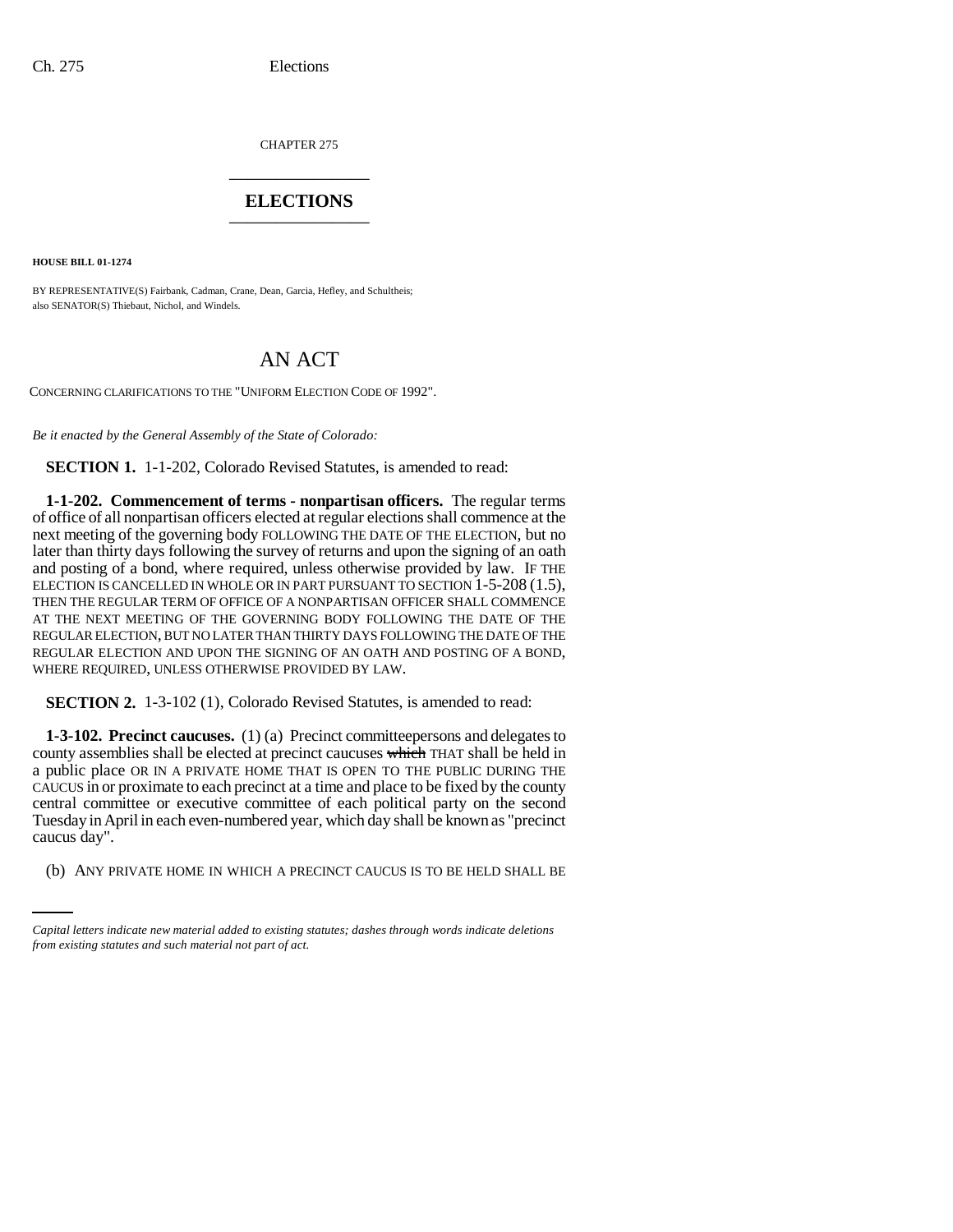CHAPTER 275

# ELECTIONS

**HOUSE BILL 01-1274**

BY REPRESENTATIVE(S) Fairbank, Cadman, Crane, Dean, Garcia, Hefley, and Schultheis; also SENATOR(S) Thiebaut, Nichol, and Windels.

# AN ACT

CONCERNING CLARIFICATIONS TO THE "UNIFORM ELECTION CODE OF 1992".

*Be it enacted by the General Assembly of the State of Colorado:*

**SECTION 1.** 1-1-202, Colorado Revised Statutes, is amended to read:

**1-1-202. Commencement of terms - nonpartisan officers.** The regular terms of office of all nonpartisan officers elected at regular elections shall commence at the next meeting of the governing body FOLLOWING THE DATE OF THE ELECTION, but no later than thirty days following the survey of returns and upon the signing of an oath and posting of a bond, where required, unless otherwise provided by law. IF THE ELECTION IS CANCELLED IN WHOLE OR IN PART PURSUANT TO SECTION 1-5-208 (1.5), THEN THE REGULAR TERM OF OFFICE OF A NONPARTISAN OFFICER SHALL COMMENCE AT THE NEXT MEETING OF THE GOVERNING BODY FOLLOWING THE DATE OF THE REGULAR ELECTION, BUT NO LATER THAN THIRTY DAYS FOLLOWING THE DATE OF THE REGULAR ELECTION AND UPON THE SIGNING OF AN OATH AND POSTING OF A BOND, WHERE REQUIRED, UNLESS OTHERWISE PROVIDED BY LAW.

**SECTION 2.** 1-3-102 (1), Colorado Revised Statutes, is amended to read:

**1-3-102. Precinct caucuses.** (1) (a) Precinct committeepersons and delegates to county assemblies shall be elected at precinct caucuses ~~which~~ THAT shall be held in a public place OR IN A PRIVATE HOME THAT IS OPEN TO THE PUBLIC DURING THE CAUCUS in or proximate to each precinct at a time and place to be fixed by the county central committee or executive committee of each political party on the second Tuesday in April in each even-numbered year, which day shall be known as "precinct caucus day".

(b) ANY PRIVATE HOME IN WHICH A PRECINCT CAUCUS IS TO BE HELD SHALL BE

*Capital letters indicate new material added to existing statutes; dashes through words indicate deletions from existing statutes and such material not part of act.*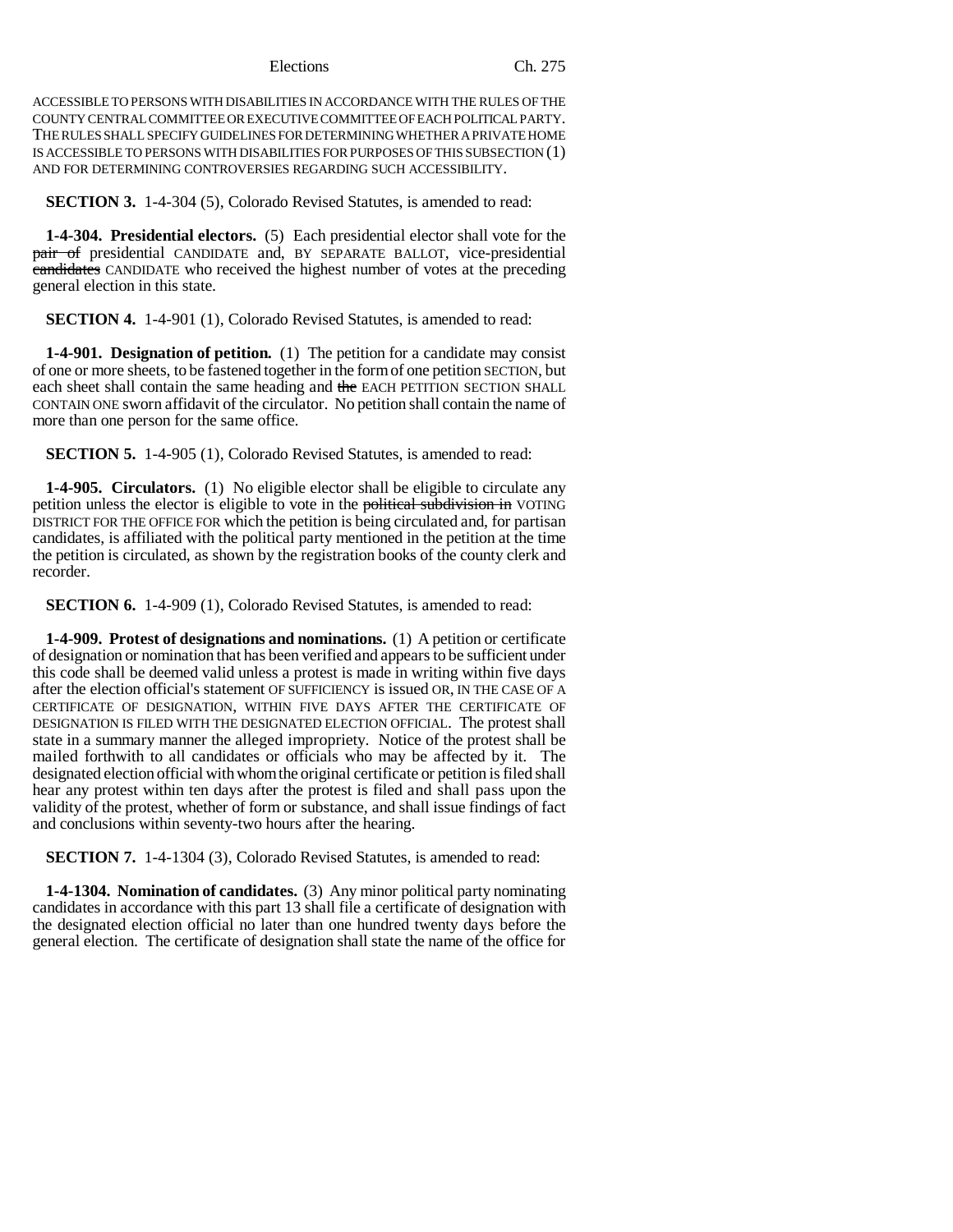ACCESSIBLE TO PERSONS WITH DISABILITIES IN ACCORDANCE WITH THE RULES OF THE COUNTY CENTRAL COMMITTEE OR EXECUTIVE COMMITTEE OF EACH POLITICAL PARTY. THE RULES SHALL SPECIFY GUIDELINES FOR DETERMINING WHETHER A PRIVATE HOME IS ACCESSIBLE TO PERSONS WITH DISABILITIES FOR PURPOSES OF THIS SUBSECTION (1) AND FOR DETERMINING CONTROVERSIES REGARDING SUCH ACCESSIBILITY.

**SECTION 3.** 1-4-304 (5), Colorado Revised Statutes, is amended to read:

**1-4-304. Presidential electors.** (5) Each presidential elector shall vote for the ~~pair of~~ presidential CANDIDATE and, BY SEPARATE BALLOT, vice-presidential ~~candidates~~ CANDIDATE who received the highest number of votes at the preceding general election in this state.

**SECTION 4.** 1-4-901 (1), Colorado Revised Statutes, is amended to read:

**1-4-901. Designation of petition.** (1) The petition for a candidate may consist of one or more sheets, to be fastened together in the form of one petition SECTION, but each sheet shall contain the same heading and ~~the~~ EACH PETITION SECTION SHALL CONTAIN ONE sworn affidavit of the circulator. No petition shall contain the name of more than one person for the same office.

**SECTION 5.** 1-4-905 (1), Colorado Revised Statutes, is amended to read:

**1-4-905. Circulators.** (1) No eligible elector shall be eligible to circulate any petition unless the elector is eligible to vote in the ~~political subdivision in~~ VOTING DISTRICT FOR THE OFFICE FOR which the petition is being circulated and, for partisan candidates, is affiliated with the political party mentioned in the petition at the time the petition is circulated, as shown by the registration books of the county clerk and recorder.

**SECTION 6.** 1-4-909 (1), Colorado Revised Statutes, is amended to read:

**1-4-909. Protest of designations and nominations.** (1) A petition or certificate of designation or nomination that has been verified and appears to be sufficient under this code shall be deemed valid unless a protest is made in writing within five days after the election official's statement OF SUFFICIENCY is issued OR, IN THE CASE OF A CERTIFICATE OF DESIGNATION, WITHIN FIVE DAYS AFTER THE CERTIFICATE OF DESIGNATION IS FILED WITH THE DESIGNATED ELECTION OFFICIAL. The protest shall state in a summary manner the alleged impropriety. Notice of the protest shall be mailed forthwith to all candidates or officials who may be affected by it. The designated election official with whom the original certificate or petition is filed shall hear any protest within ten days after the protest is filed and shall pass upon the validity of the protest, whether of form or substance, and shall issue findings of fact and conclusions within seventy-two hours after the hearing.

**SECTION 7.** 1-4-1304 (3), Colorado Revised Statutes, is amended to read:

**1-4-1304. Nomination of candidates.** (3) Any minor political party nominating candidates in accordance with this part 13 shall file a certificate of designation with the designated election official no later than one hundred twenty days before the general election. The certificate of designation shall state the name of the office for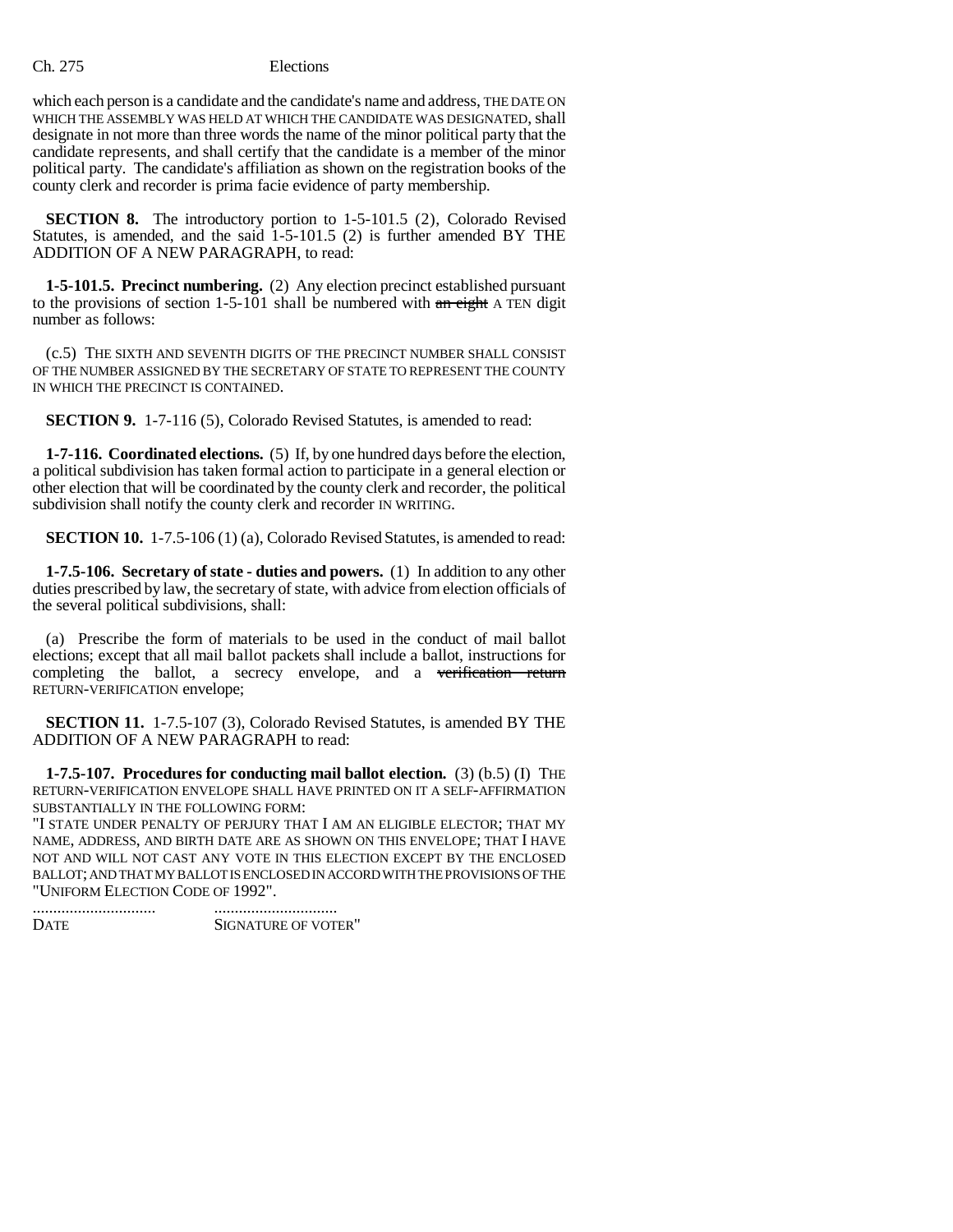which each person is a candidate and the candidate's name and address, THE DATE ON WHICH THE ASSEMBLY WAS HELD AT WHICH THE CANDIDATE WAS DESIGNATED, shall designate in not more than three words the name of the minor political party that the candidate represents, and shall certify that the candidate is a member of the minor political party. The candidate's affiliation as shown on the registration books of the county clerk and recorder is prima facie evidence of party membership.

**SECTION 8.** The introductory portion to 1-5-101.5 (2), Colorado Revised Statutes, is amended, and the said 1-5-101.5 (2) is further amended BY THE ADDITION OF A NEW PARAGRAPH, to read:

**1-5-101.5. Precinct numbering.** (2) Any election precinct established pursuant to the provisions of section 1-5-101 shall be numbered with ~~an eight~~ A TEN digit number as follows:

(c.5) THE SIXTH AND SEVENTH DIGITS OF THE PRECINCT NUMBER SHALL CONSIST OF THE NUMBER ASSIGNED BY THE SECRETARY OF STATE TO REPRESENT THE COUNTY IN WHICH THE PRECINCT IS CONTAINED.

**SECTION 9.** 1-7-116 (5), Colorado Revised Statutes, is amended to read:

**1-7-116. Coordinated elections.** (5) If, by one hundred days before the election, a political subdivision has taken formal action to participate in a general election or other election that will be coordinated by the county clerk and recorder, the political subdivision shall notify the county clerk and recorder IN WRITING.

**SECTION 10.** 1-7.5-106 (1) (a), Colorado Revised Statutes, is amended to read:

**1-7.5-106. Secretary of state - duties and powers.** (1) In addition to any other duties prescribed by law, the secretary of state, with advice from election officials of the several political subdivisions, shall:

(a) Prescribe the form of materials to be used in the conduct of mail ballot elections; except that all mail ballot packets shall include a ballot, instructions for completing the ballot, a secrecy envelope, and a ~~verification return~~ RETURN-VERIFICATION envelope;

**SECTION 11.** 1-7.5-107 (3), Colorado Revised Statutes, is amended BY THE ADDITION OF A NEW PARAGRAPH to read:

**1-7.5-107. Procedures for conducting mail ballot election.** (3) (b.5) (I) THE RETURN-VERIFICATION ENVELOPE SHALL HAVE PRINTED ON IT A SELF-AFFIRMATION SUBSTANTIALLY IN THE FOLLOWING FORM:

"I STATE UNDER PENALTY OF PERJURY THAT I AM AN ELIGIBLE ELECTOR; THAT MY NAME, ADDRESS, AND BIRTH DATE ARE AS SHOWN ON THIS ENVELOPE; THAT I HAVE NOT AND WILL NOT CAST ANY VOTE IN THIS ELECTION EXCEPT BY THE ENCLOSED BALLOT; AND THAT MY BALLOT IS ENCLOSED IN ACCORD WITH THE PROVISIONS OF THE "UNIFORM ELECTION CODE OF 1992".

.............................   .............................
DATE   SIGNATURE OF VOTER"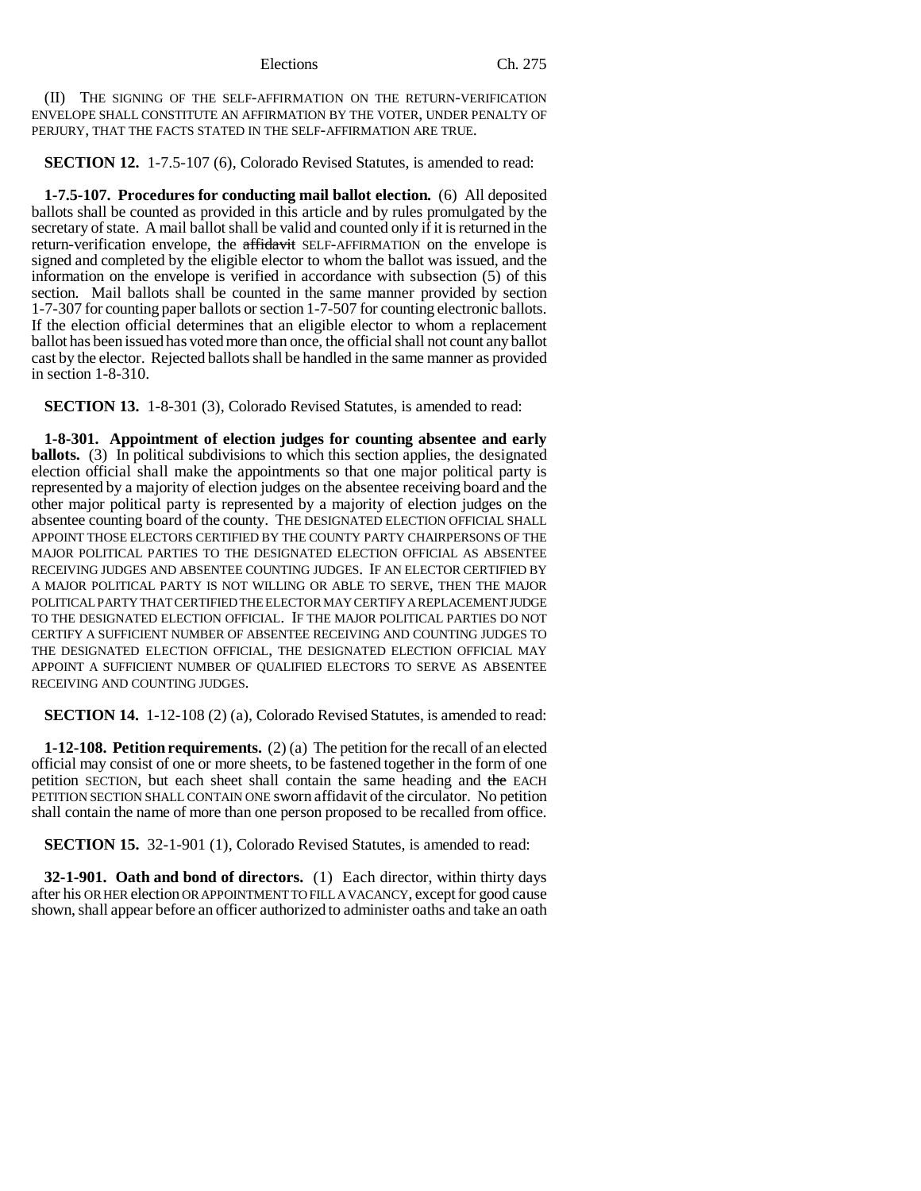(II) THE SIGNING OF THE SELF-AFFIRMATION ON THE RETURN-VERIFICATION ENVELOPE SHALL CONSTITUTE AN AFFIRMATION BY THE VOTER, UNDER PENALTY OF PERJURY, THAT THE FACTS STATED IN THE SELF-AFFIRMATION ARE TRUE.

**SECTION 12.** 1-7.5-107 (6), Colorado Revised Statutes, is amended to read:

**1-7.5-107. Procedures for conducting mail ballot election.** (6) All deposited ballots shall be counted as provided in this article and by rules promulgated by the secretary of state. A mail ballot shall be valid and counted only if it is returned in the return-verification envelope, the ~~affidavit~~ SELF-AFFIRMATION on the envelope is signed and completed by the eligible elector to whom the ballot was issued, and the information on the envelope is verified in accordance with subsection (5) of this section. Mail ballots shall be counted in the same manner provided by section 1-7-307 for counting paper ballots or section 1-7-507 for counting electronic ballots. If the election official determines that an eligible elector to whom a replacement ballot has been issued has voted more than once, the official shall not count any ballot cast by the elector. Rejected ballots shall be handled in the same manner as provided in section 1-8-310.

**SECTION 13.** 1-8-301 (3), Colorado Revised Statutes, is amended to read:

**1-8-301. Appointment of election judges for counting absentee and early ballots.** (3) In political subdivisions to which this section applies, the designated election official shall make the appointments so that one major political party is represented by a majority of election judges on the absentee receiving board and the other major political party is represented by a majority of election judges on the absentee counting board of the county. THE DESIGNATED ELECTION OFFICIAL SHALL APPOINT THOSE ELECTORS CERTIFIED BY THE COUNTY PARTY CHAIRPERSONS OF THE MAJOR POLITICAL PARTIES TO THE DESIGNATED ELECTION OFFICIAL AS ABSENTEE RECEIVING JUDGES AND ABSENTEE COUNTING JUDGES. IF AN ELECTOR CERTIFIED BY A MAJOR POLITICAL PARTY IS NOT WILLING OR ABLE TO SERVE, THEN THE MAJOR POLITICAL PARTY THAT CERTIFIED THE ELECTOR MAY CERTIFY A REPLACEMENT JUDGE TO THE DESIGNATED ELECTION OFFICIAL. IF THE MAJOR POLITICAL PARTIES DO NOT CERTIFY A SUFFICIENT NUMBER OF ABSENTEE RECEIVING AND COUNTING JUDGES TO THE DESIGNATED ELECTION OFFICIAL, THE DESIGNATED ELECTION OFFICIAL MAY APPOINT A SUFFICIENT NUMBER OF QUALIFIED ELECTORS TO SERVE AS ABSENTEE RECEIVING AND COUNTING JUDGES.

**SECTION 14.** 1-12-108 (2) (a), Colorado Revised Statutes, is amended to read:

**1-12-108. Petition requirements.** (2) (a) The petition for the recall of an elected official may consist of one or more sheets, to be fastened together in the form of one petition SECTION, but each sheet shall contain the same heading and ~~the~~ EACH PETITION SECTION SHALL CONTAIN ONE sworn affidavit of the circulator. No petition shall contain the name of more than one person proposed to be recalled from office.

**SECTION 15.** 32-1-901 (1), Colorado Revised Statutes, is amended to read:

**32-1-901. Oath and bond of directors.** (1) Each director, within thirty days after his OR HER election OR APPOINTMENT TO FILL A VACANCY, except for good cause shown, shall appear before an officer authorized to administer oaths and take an oath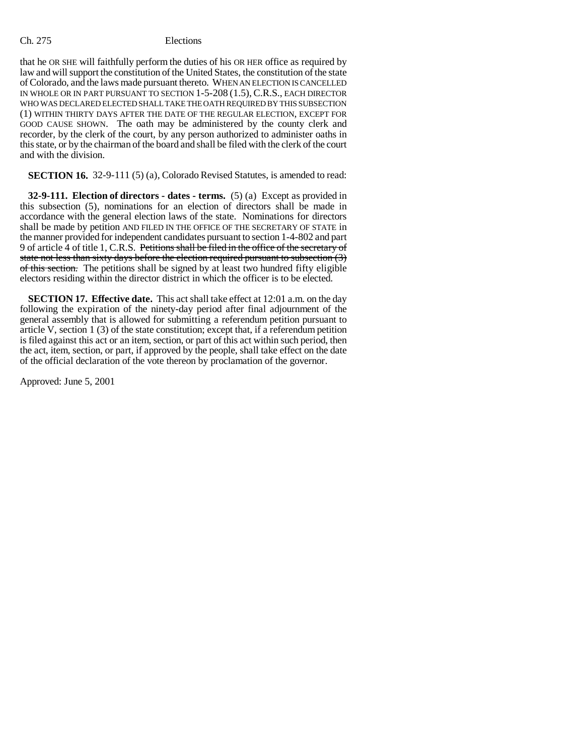that he OR SHE will faithfully perform the duties of his OR HER office as required by law and will support the constitution of the United States, the constitution of the state of Colorado, and the laws made pursuant thereto. WHEN AN ELECTION IS CANCELLED IN WHOLE OR IN PART PURSUANT TO SECTION 1-5-208 (1.5), C.R.S., EACH DIRECTOR WHO WAS DECLARED ELECTED SHALL TAKE THE OATH REQUIRED BY THIS SUBSECTION (1) WITHIN THIRTY DAYS AFTER THE DATE OF THE REGULAR ELECTION, EXCEPT FOR GOOD CAUSE SHOWN. The oath may be administered by the county clerk and recorder, by the clerk of the court, by any person authorized to administer oaths in this state, or by the chairman of the board and shall be filed with the clerk of the court and with the division.

**SECTION 16.** 32-9-111 (5) (a), Colorado Revised Statutes, is amended to read:

**32-9-111. Election of directors - dates - terms.** (5) (a) Except as provided in this subsection (5), nominations for an election of directors shall be made in accordance with the general election laws of the state. Nominations for directors shall be made by petition AND FILED IN THE OFFICE OF THE SECRETARY OF STATE in the manner provided for independent candidates pursuant to section 1-4-802 and part 9 of article 4 of title 1, C.R.S. ~~Petitions shall be filed in the office of the secretary of state not less than sixty days before the election required pursuant to subsection (3) of this section.~~ The petitions shall be signed by at least two hundred fifty eligible electors residing within the director district in which the officer is to be elected.

**SECTION 17. Effective date.** This act shall take effect at 12:01 a.m. on the day following the expiration of the ninety-day period after final adjournment of the general assembly that is allowed for submitting a referendum petition pursuant to article V, section 1 (3) of the state constitution; except that, if a referendum petition is filed against this act or an item, section, or part of this act within such period, then the act, item, section, or part, if approved by the people, shall take effect on the date of the official declaration of the vote thereon by proclamation of the governor.

Approved: June 5, 2001